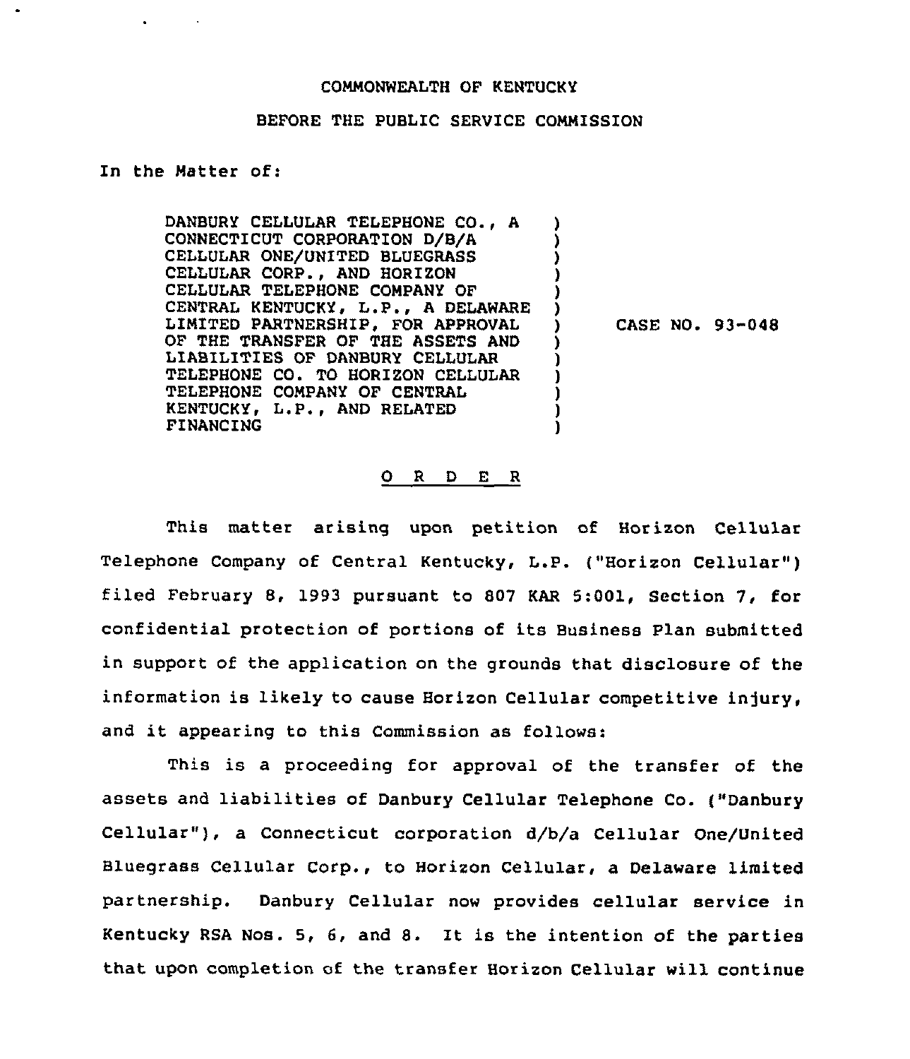COMMONWEALTH OF KENTUCKY

BEFORE THE PUBLIC SERVICE COMMISSION

In the Matter of:

DANBURY CELLULAR TELEPHONE CO., A CONNECTICUT CORPORATION D/B/A CELLULAR ONE/UNITED BLUEGRASS CELLULAR CORP., AND HORIZON CELLULAR TELEPHONE COMPANY OF CENTRAL KENTUCKY, L.P., A DELAWARE LIMITED PARTNERSHIP, FOR APPROVAL OF THE TRANSFER OF THE ASSETS AND LIABILITIES OF DANBURY CELLULAR TELEPHONE CO. TO HORIZON CELLULAR TELEPHONE COMPANY OF CENTRAL KENTUCKY, L.P., AND RELATED FINANCING

CASE NO. 93-048

O R D E R

This matter arising upon petition of Horizon Cellular Telephone Company of Central Kentucky, L.P. ("Horizon Cellular") filed February 8, 1993 pursuant to 807 KAR 5:001, Section 7, for confidential protection of portions of its Business Plan submitted in support of the application on the grounds that disclosure of the information is likely to cause Horizon Cellular competitive injury, and it appearing to this Commission as follows:

This is a proceeding for approval of the transfer of the assets and liabilities of Danbury Cellular Telephone Co. ("Danbury Cellular"), a Connecticut corporation d/b/a Cellular One/United Bluegrass Cellular Corp., to Horizon Cellular, a Delaware limited partnership. Danbury Cellular now provides cellular service in Kentucky RSA Nos. 5, 6, and 8. It is the intention of the parties that upon completion of the transfer Horizon Cellular will continue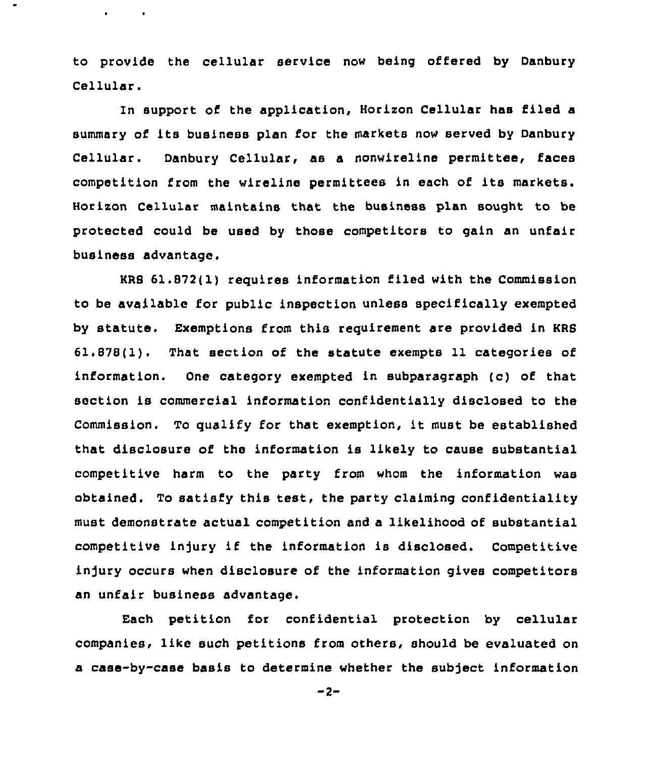to provide the cellular service now being offered by Danbury Cellular.

In support of the application, Horizon Cellular has filed a summary of its business plan for the markets now served by Danbury Cellular. Danbury Cellular, as a nonwireline permittee, faces competition from the wireline permittees in each of its markets. Horizon Cellular maintains that the business plan sought to be protected could be used by those competitors to gain an unfair business advantage.

KRS 61.872(1) requires information filed with the Commission to be available for public inspection unless specifically exempted by statute. Exemptions from this requirement are provided in KRS 61.878(1). That section of the statute exempts 11 categories of information. One category exempted in subparagraph (c) of that section is commercial information confidentially disclosed to the Commission. To qualify for that exemption, it must be established that disclosure of the information is likely to cause substantial competitive harm to the party from whom the information was obtained. To satisfy this test, the party claiming confidentiality must demonstrate actual competition and a likelihood of substantial competitive injury if the information is disclosed. Competitive injury occurs when disclosure of the information gives competitors an unfair business advantage.

Each petition for confidential protection by cellular companies, like such petitions from others, should be evaluated on a case-by-case basis to determine whether the subject information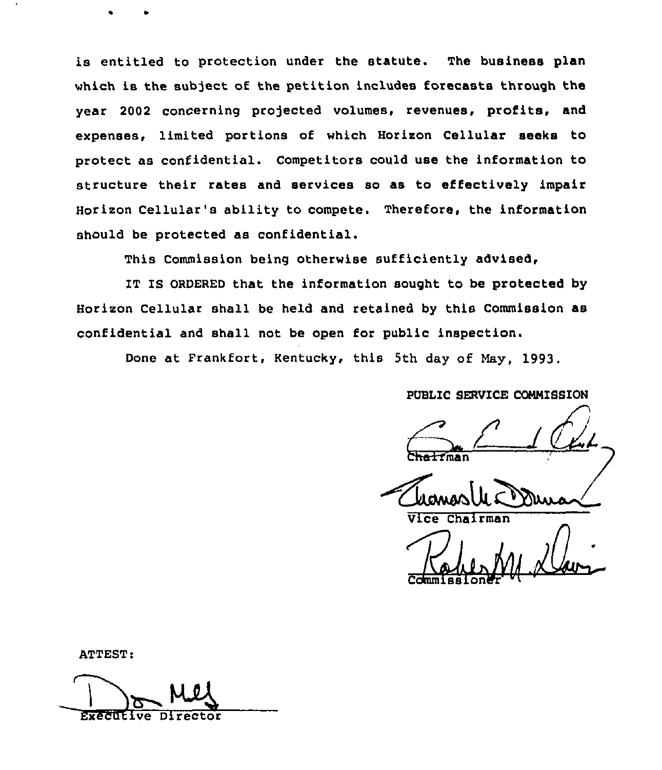is entitled to protection under the statute. The business plan which is the subject of the petition includes forecasts through the year 2002 concerning projected volumes, revenues, profits, and expenses, limited portions of which Horizon Cellular seeks to protect as confidential. Competitors could use the information to structure their rates and services so as to effectively impair Horizon Cellular's ability to compete. Therefore, the information should be protected as confidential.

This Commission being otherwise sufficiently advised,

IT IS ORDERED that the information sought to be protected by Horizon Cellular shall be held and retained by this Commission as confidential and shall not be open for public inspection.

Done at Frankfort, Kentucky, this 5th day of May, 1993.

PUBLIC SERVICE COMMISSION

Chairman

Vice Chairman

Commissioner

ATTEST:

Executive Director